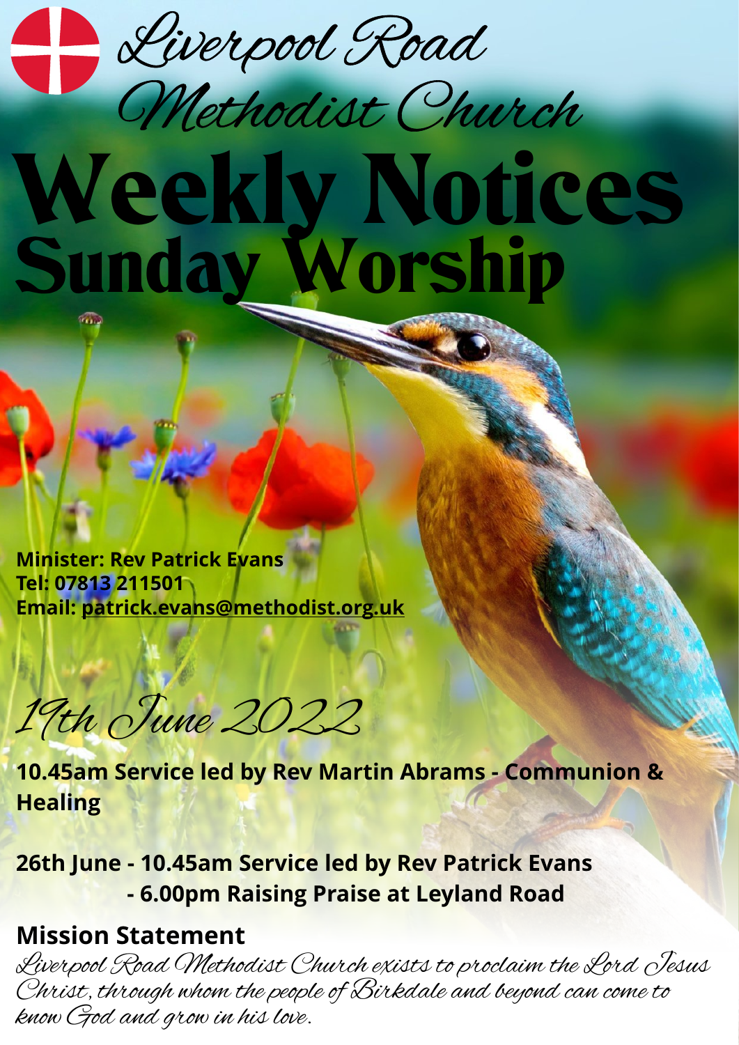# Liverpool Road Methodist Church

# Weekly Notices

## Sunday Worship

**Minister: Rev Patrick Evans**
**Tel: 07813 211501**
**Email: patrick.evans@methodist.org.uk**

*19th June 2022*

**10.45am Service led by Rev Martin Abrams - Communion & Healing**

**26th June - 10.45am Service led by Rev Patrick Evans**
**- 6.00pm Raising Praise at Leyland Road**

## Mission Statement

*Liverpool Road Methodist Church exists to proclaim the Lord Jesus Christ, through whom the people of Birkdale and beyond can come to know God and grow in his love.*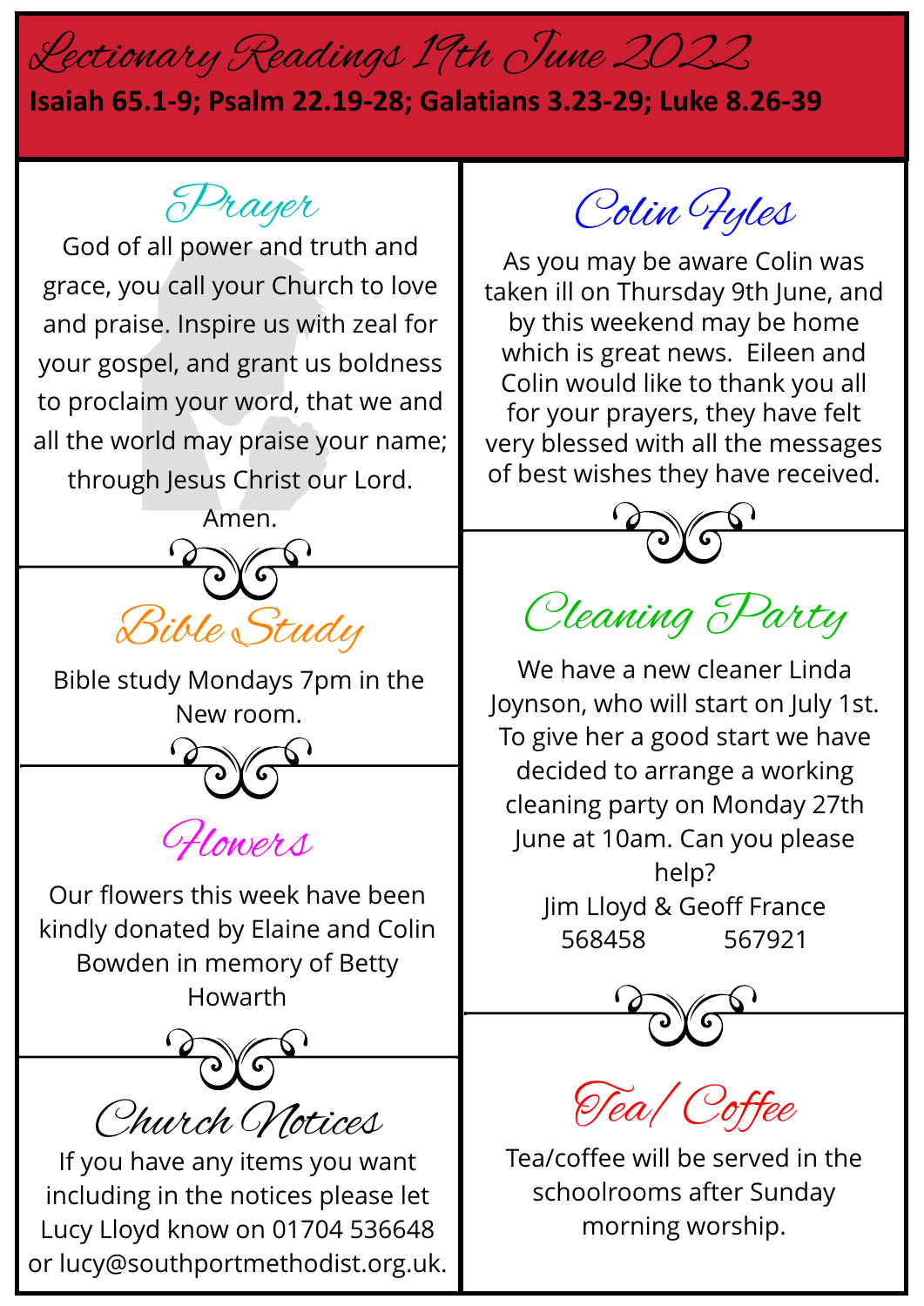# Lectionary Readings 19th June 2022

**Isaiah 65.1-9; Psalm 22.19-28; Galatians 3.23-29; Luke 8.26-39**

## Prayer

God of all power and truth and grace, you call your Church to love and praise. Inspire us with zeal for your gospel, and grant us boldness to proclaim your word, that we and all the world may praise your name; through Jesus Christ our Lord. Amen.

## Bible Study

Bible study Mondays 7pm in the New room.

## Flowers

Our flowers this week have been kindly donated by Elaine and Colin Bowden in memory of Betty Howarth

## Church Notices

If you have any items you want including in the notices please let Lucy Lloyd know on 01704 536648 or lucy@southportmethodist.org.uk.

## Colin Fyles

As you may be aware Colin was taken ill on Thursday 9th June, and by this weekend may be home which is great news. Eileen and Colin would like to thank you all for your prayers, they have felt very blessed with all the messages of best wishes they have received.

## Cleaning Party

We have a new cleaner Linda Joynson, who will start on July 1st. To give her a good start we have decided to arrange a working cleaning party on Monday 27th June at 10am. Can you please help?

Jim Lloyd & Geoff France
568458 567921

## Tea/Coffee

Tea/coffee will be served in the schoolrooms after Sunday morning worship.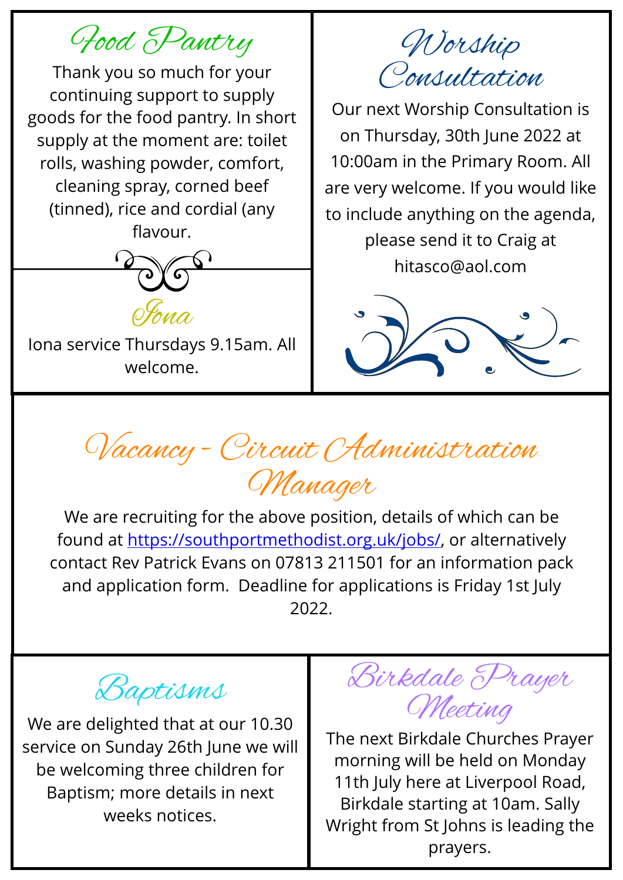## Food Pantry

Thank you so much for your continuing support to supply goods for the food pantry. In short supply at the moment are: toilet rolls, washing powder, comfort, cleaning spray, corned beef (tinned), rice and cordial (any flavour.

## Iona

Iona service Thursdays 9.15am. All welcome.

## Worship Consultation

Our next Worship Consultation is on Thursday, 30th June 2022 at 10:00am in the Primary Room. All are very welcome. If you would like to include anything on the agenda, please send it to Craig at hitasco@aol.com

## Vacancy - Circuit Administration Manager

We are recruiting for the above position, details of which can be found at [https://southportmethodist.org.uk/jobs/](https://southportmethodist.org.uk/jobs/), or alternatively contact Rev Patrick Evans on 07813 211501 for an information pack and application form. Deadline for applications is Friday 1st July 2022.

## Baptisms

We are delighted that at our 10.30 service on Sunday 26th June we will be welcoming three children for Baptism; more details in next weeks notices.

## Birkdale Prayer Meeting

The next Birkdale Churches Prayer morning will be held on Monday 11th July here at Liverpool Road, Birkdale starting at 10am. Sally Wright from St Johns is leading the prayers.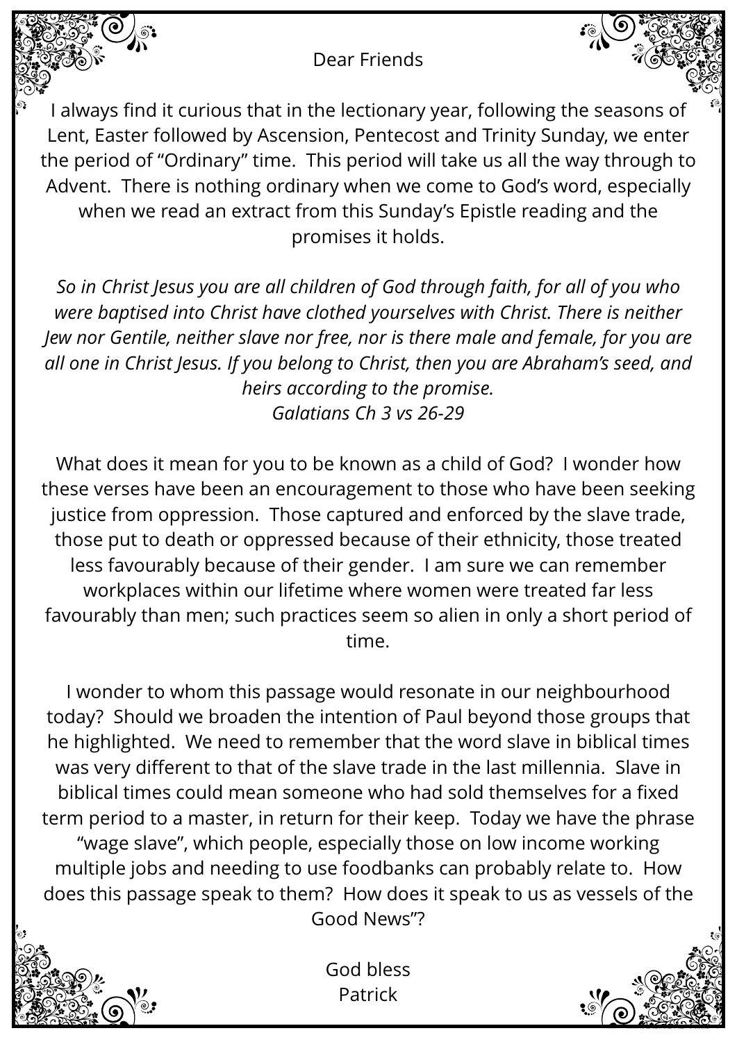Dear Friends

I always find it curious that in the lectionary year, following the seasons of Lent, Easter followed by Ascension, Pentecost and Trinity Sunday, we enter the period of "Ordinary" time. This period will take us all the way through to Advent. There is nothing ordinary when we come to God's word, especially when we read an extract from this Sunday's Epistle reading and the promises it holds.

*So in Christ Jesus you are all children of God through faith, for all of you who were baptised into Christ have clothed yourselves with Christ. There is neither Jew nor Gentile, neither slave nor free, nor is there male and female, for you are all one in Christ Jesus. If you belong to Christ, then you are Abraham's seed, and heirs according to the promise.*
*Galatians Ch 3 vs 26-29*

What does it mean for you to be known as a child of God? I wonder how these verses have been an encouragement to those who have been seeking justice from oppression. Those captured and enforced by the slave trade, those put to death or oppressed because of their ethnicity, those treated less favourably because of their gender. I am sure we can remember workplaces within our lifetime where women were treated far less favourably than men; such practices seem so alien in only a short period of time.

I wonder to whom this passage would resonate in our neighbourhood today? Should we broaden the intention of Paul beyond those groups that he highlighted. We need to remember that the word slave in biblical times was very different to that of the slave trade in the last millennia. Slave in biblical times could mean someone who had sold themselves for a fixed term period to a master, in return for their keep. Today we have the phrase "wage slave", which people, especially those on low income working multiple jobs and needing to use foodbanks can probably relate to. How does this passage speak to them? How does it speak to us as vessels of the Good News"?

God bless
Patrick